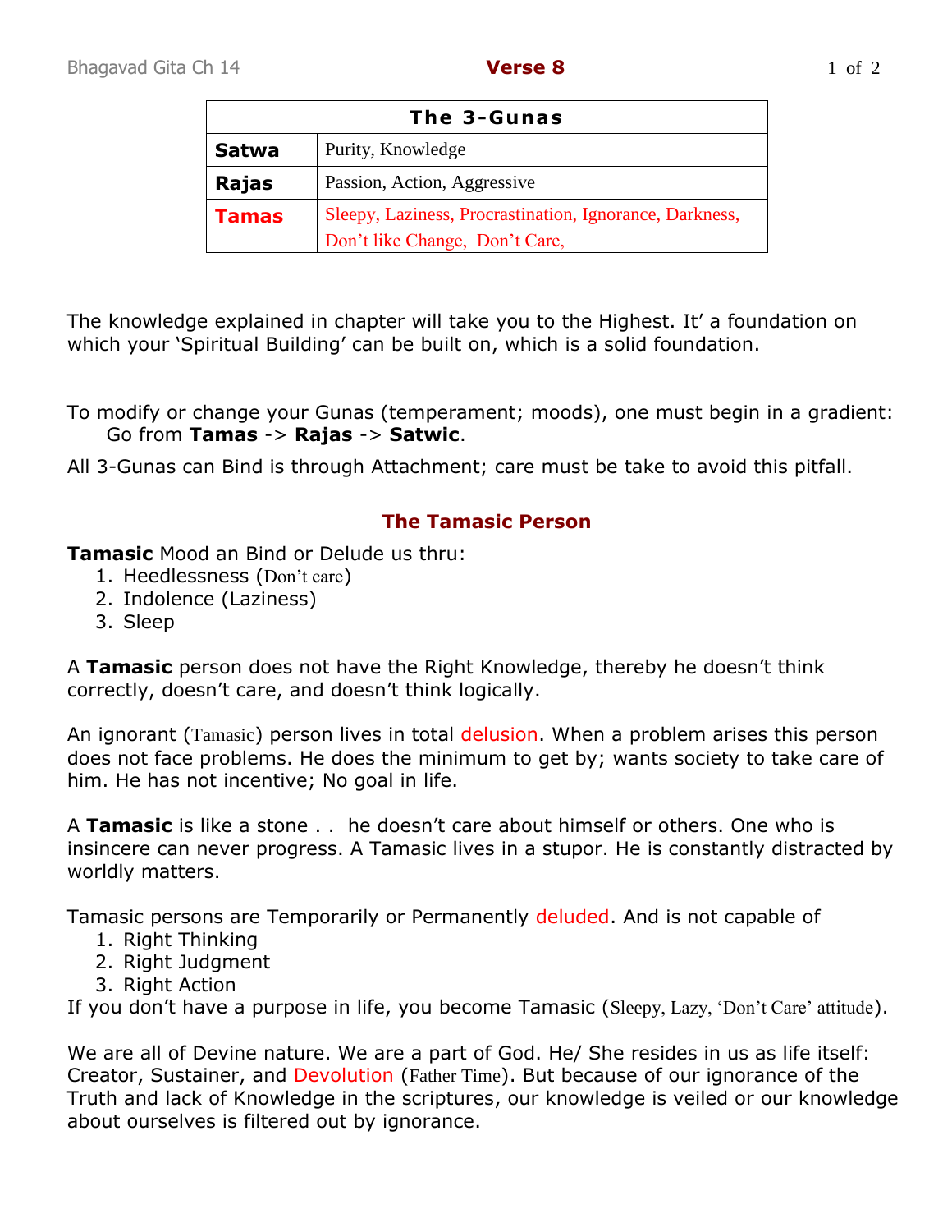## Verse 8

| The 3-Gunas | |
|---|---|
| **Satwa** | Purity, Knowledge |
| **Rajas** | Passion, Action, Aggressive |
| **Tamas** | Sleepy, Laziness, Procrastination, Ignorance, Darkness, Don't like Change, Don't Care, |

The knowledge explained in chapter will take you to the Highest. It' a foundation on which your 'Spiritual Building' can be built on, which is a solid foundation.

To modify or change your Gunas (temperament; moods), one must begin in a gradient:
Go from **Tamas** -> **Rajas** -> **Satwic**.

All 3-Gunas can Bind is through Attachment; care must be take to avoid this pitfall.

### The Tamasic Person

**Tamasic** Mood an Bind or Delude us thru:

1. Heedlessness (Don't care)
2. Indolence (Laziness)
3. Sleep

A **Tamasic** person does not have the Right Knowledge, thereby he doesn't think correctly, doesn't care, and doesn't think logically.

An ignorant (Tamasic) person lives in total delusion. When a problem arises this person does not face problems. He does the minimum to get by; wants society to take care of him. He has not incentive; No goal in life.

A **Tamasic** is like a stone . . he doesn't care about himself or others. One who is insincere can never progress. A Tamasic lives in a stupor. He is constantly distracted by worldly matters.

Tamasic persons are Temporarily or Permanently deluded. And is not capable of

1. Right Thinking
2. Right Judgment
3. Right Action

If you don't have a purpose in life, you become Tamasic (Sleepy, Lazy, 'Don't Care' attitude).

We are all of Devine nature. We are a part of God. He/ She resides in us as life itself: Creator, Sustainer, and Devolution (Father Time). But because of our ignorance of the Truth and lack of Knowledge in the scriptures, our knowledge is veiled or our knowledge about ourselves is filtered out by ignorance.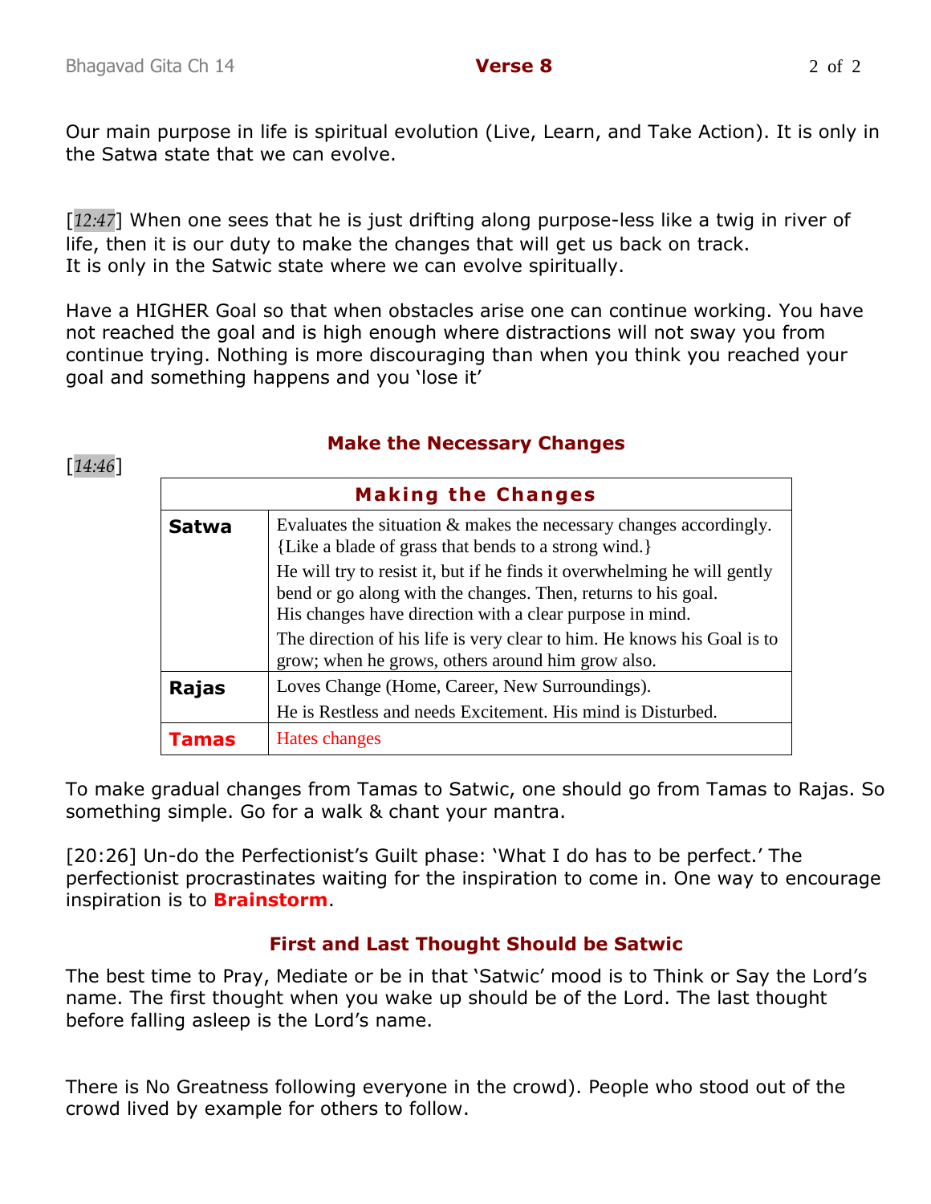Our main purpose in life is spiritual evolution (Live, Learn, and Take Action). It is only in the Satwa state that we can evolve.

[*12:47*] When one sees that he is just drifting along purpose-less like a twig in river of life, then it is our duty to make the changes that will get us back on track.
It is only in the Satwic state where we can evolve spiritually.

Have a HIGHER Goal so that when obstacles arise one can continue working. You have not reached the goal and is high enough where distractions will not sway you from continue trying. Nothing is more discouraging than when you think you reached your goal and something happens and you 'lose it'

## Make the Necessary Changes

[*14:46*]

| Making the Changes | |
|---|---|
| **Satwa** | Evaluates the situation & makes the necessary changes accordingly. {Like a blade of grass that bends to a strong wind.} He will try to resist it, but if he finds it overwhelming he will gently bend or go along with the changes. Then, returns to his goal. His changes have direction with a clear purpose in mind. The direction of his life is very clear to him. He knows his Goal is to grow; when he grows, others around him grow also. |
| **Rajas** | Loves Change (Home, Career, New Surroundings). He is Restless and needs Excitement. His mind is Disturbed. |
| **Tamas** | Hates changes |

To make gradual changes from Tamas to Satwic, one should go from Tamas to Rajas. So something simple. Go for a walk & chant your mantra.

[20:26] Un-do the Perfectionist's Guilt phase: 'What I do has to be perfect.' The perfectionist procrastinates waiting for the inspiration to come in. One way to encourage inspiration is to **Brainstorm**.

## First and Last Thought Should be Satwic

The best time to Pray, Mediate or be in that 'Satwic' mood is to Think or Say the Lord's name. The first thought when you wake up should be of the Lord. The last thought before falling asleep is the Lord's name.

There is No Greatness following everyone in the crowd). People who stood out of the crowd lived by example for others to follow.